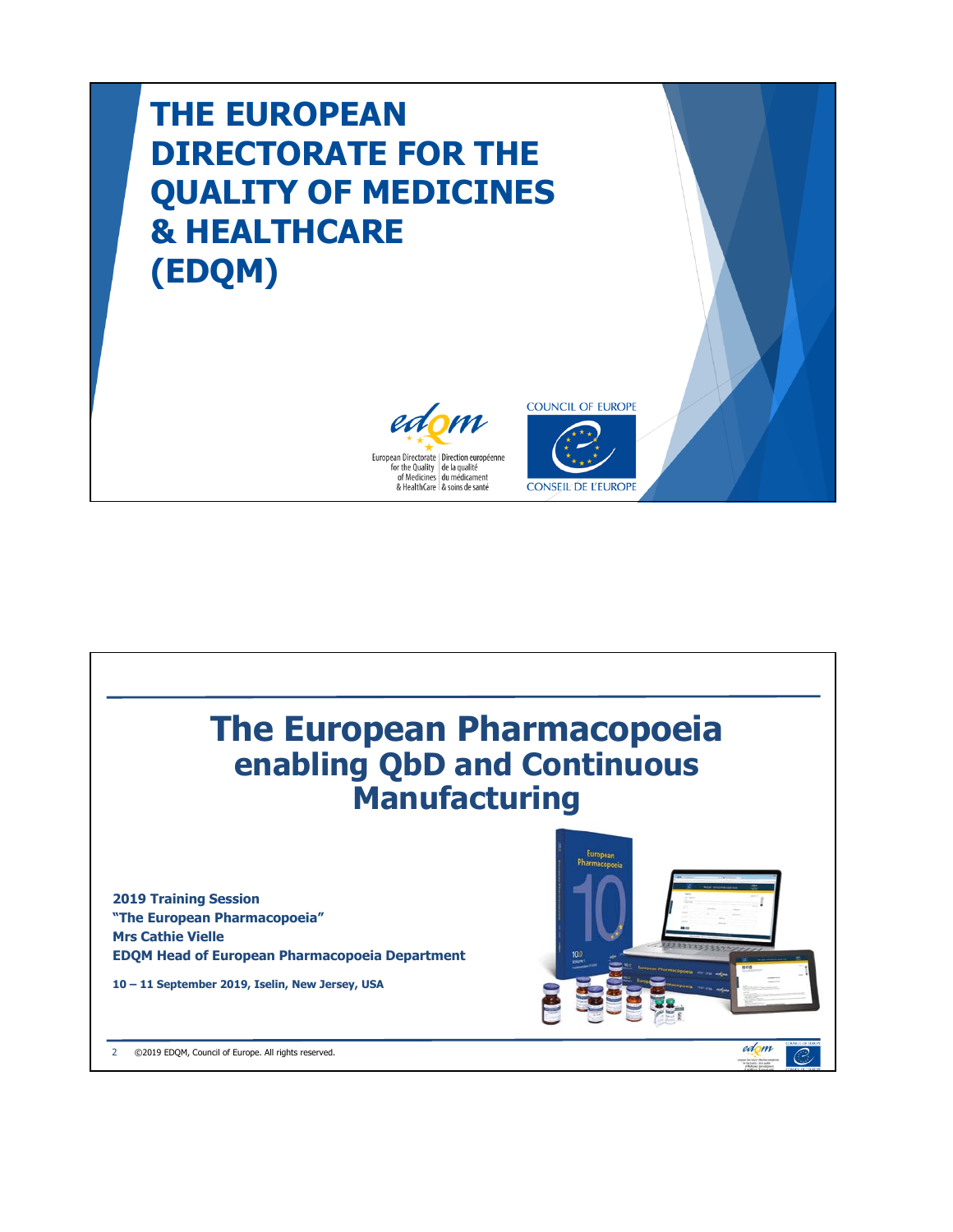# THE EUROPEAN DIRECTORATE FOR THE QUALITY OF MEDICINES & HEALTHCARE (EDQM)

European Directorate for the Quality of Medicines & HealthCare | Direction européenne de la qualité du médicament & soins de santé

COUNCIL OF EUROPE

CONSEIL DE L'EUROPE

# The European Pharmacopoeia enabling QbD and Continuous Manufacturing

**2019 Training Session**
**"The European Pharmacopoeia"**
**Mrs Cathie Vielle**
**EDQM Head of European Pharmacopoeia Department**

**10 – 11 September 2019, Iselin, New Jersey, USA**

©2019 EDQM, Council of Europe. All rights reserved.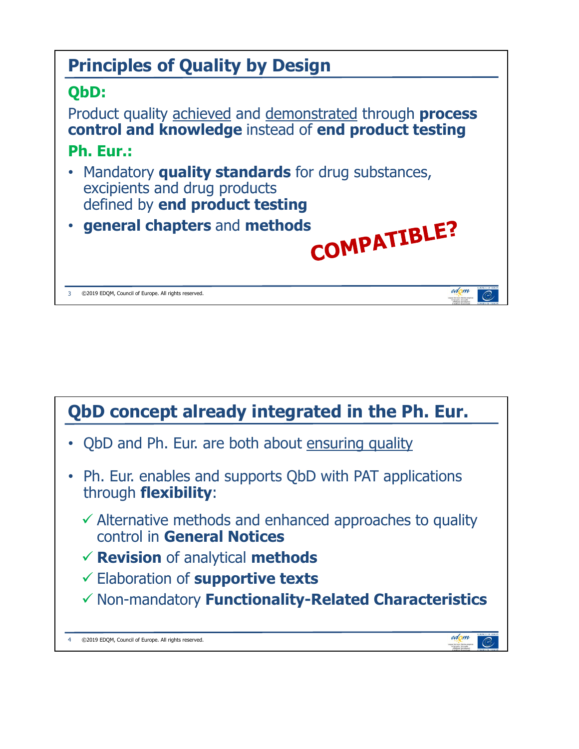## Principles of Quality by Design

**QbD:**

Product quality achieved and demonstrated through **process control and knowledge** instead of **end product testing**

**Ph. Eur.:**

- Mandatory **quality standards** for drug substances, excipients and drug products defined by **end product testing**
- **general chapters** and **methods**

**COMPATIBLE?**

©2019 EDQM, Council of Europe. All rights reserved.

## QbD concept already integrated in the Ph. Eur.

- QbD and Ph. Eur. are both about ensuring quality
- Ph. Eur. enables and supports QbD with PAT applications through **flexibility**:
  - ✓ Alternative methods and enhanced approaches to quality control in **General Notices**
  - ✓ **Revision** of analytical **methods**
  - ✓ Elaboration of **supportive texts**
  - ✓ Non-mandatory **Functionality-Related Characteristics**

©2019 EDQM, Council of Europe. All rights reserved.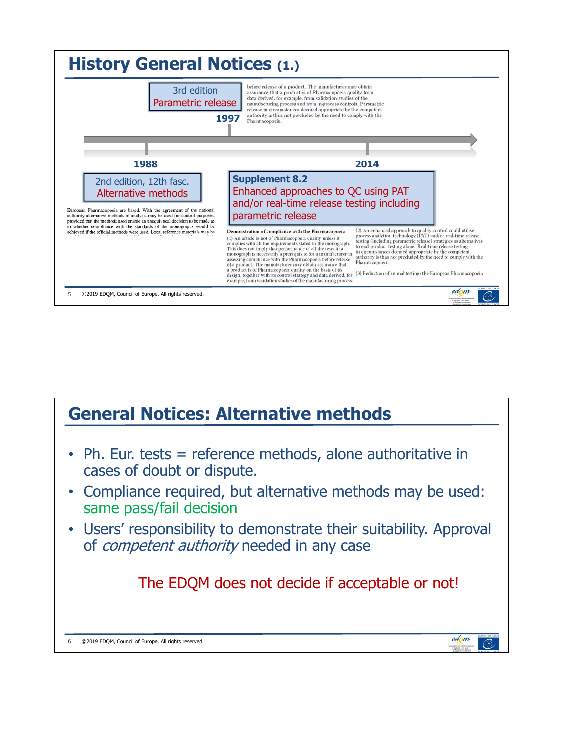# History General Notices (1.)

**1997**

3rd edition
Parametric release

before release of a product. The manufacturer may obtain assurance that a product is of Pharmacopoeia quality from data derived, for example, from validation studies of the manufacturing process and from in-process controls. Parametric release in circumstances deemed appropriate by the competent authority is thus not precluded by the need to comply with the Pharmacopoeia.

**1988**

2nd edition, 12th fasc.
Alternative methods

European Pharmacopoeia are based. With the agreement of the national authority alternative methods of analysis may be used for control purposes, provided that the methods used enable an unequivocal decision to be made as to whether compliance with the standards of the monographs would be achieved if the official methods were used. Local reference materials may be

**2014**

**Supplement 8.2**
Enhanced approaches to QC using PAT and/or real-time release testing including parametric release

**Demonstration of compliance with the Pharmacopoeia**

(1) An article is not of Pharmacopoeia quality unless it complies with all the requirements stated in the monograph. This does not imply that performance of all the tests in a monograph is necessarily a prerequisite for a manufacturer in assessing compliance with the Pharmacopoeia before release of a product. The manufacturer may obtain assurance that a product is of Pharmacopoeia quality on the basis of its design, together with its control strategy and data derived, for example, from validation studies of the manufacturing process.

(2) An enhanced approach to quality control could utilise process analytical technology (PAT) and/or real-time release testing (including parametric release) strategies as alternatives to end-product testing alone. Real-time release testing in circumstances deemed appropriate by the competent authority is thus not precluded by the need to comply with the Pharmacopoeia.

(3) Reduction of animal testing: the European Pharmacopoeia

©2019 EDQM, Council of Europe. All rights reserved.

# General Notices: Alternative methods

- Ph. Eur. tests = reference methods, alone authoritative in cases of doubt or dispute.
- Compliance required, but alternative methods may be used: same pass/fail decision
- Users' responsibility to demonstrate their suitability. Approval of *competent authority* needed in any case

The EDQM does not decide if acceptable or not!

©2019 EDQM, Council of Europe. All rights reserved.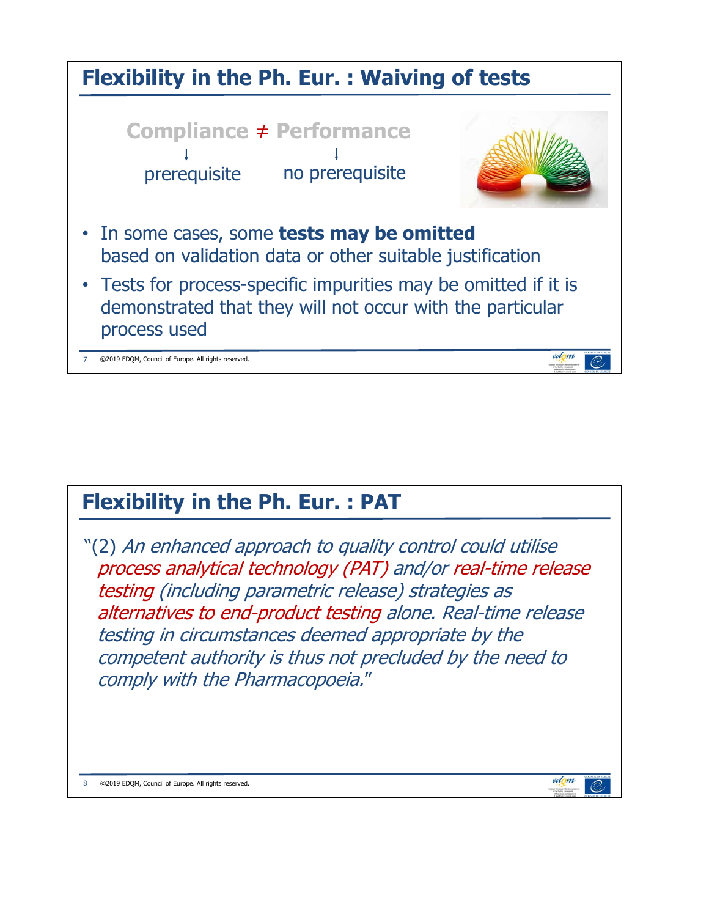## Flexibility in the Ph. Eur. : Waiving of tests

**Compliance ≠ Performance**

↓ prerequisite ↓ no prerequisite

- In some cases, some **tests may be omitted** based on validation data or other suitable justification
- Tests for process-specific impurities may be omitted if it is demonstrated that they will not occur with the particular process used

## Flexibility in the Ph. Eur. : PAT

"(2) *An enhanced approach to quality control could utilise process analytical technology (PAT) and/or real-time release testing (including parametric release) strategies as alternatives to end-product testing alone. Real-time release testing in circumstances deemed appropriate by the competent authority is thus not precluded by the need to comply with the Pharmacopoeia.*"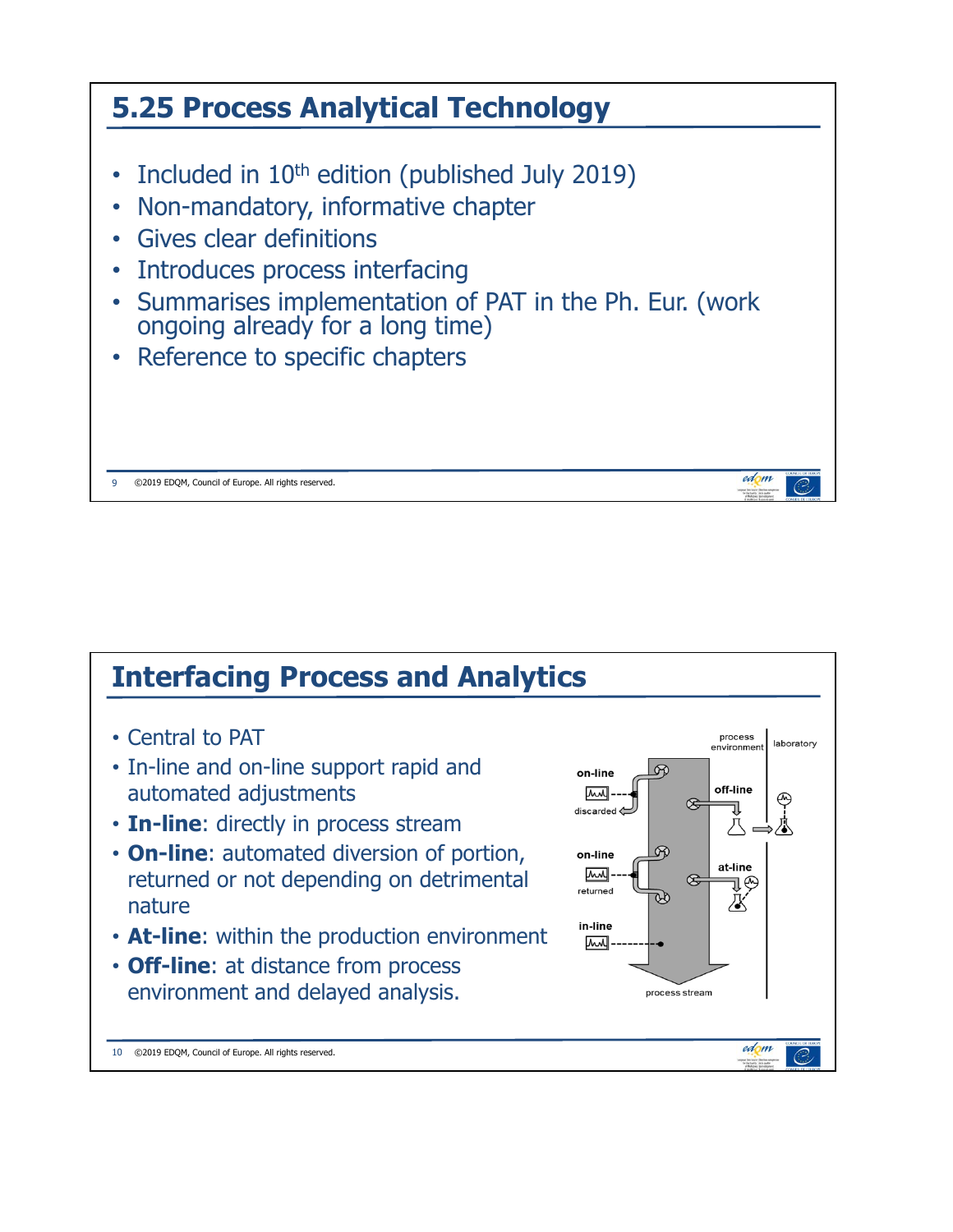## 5.25 Process Analytical Technology

- Included in 10th edition (published July 2019)
- Non-mandatory, informative chapter
- Gives clear definitions
- Introduces process interfacing
- Summarises implementation of PAT in the Ph. Eur. (work ongoing already for a long time)
- Reference to specific chapters

## Interfacing Process and Analytics

- Central to PAT
- In-line and on-line support rapid and automated adjustments
- **In-line**: directly in process stream
- **On-line**: automated diversion of portion, returned or not depending on detrimental nature
- **At-line**: within the production environment
- **Off-line**: at distance from process environment and delayed analysis.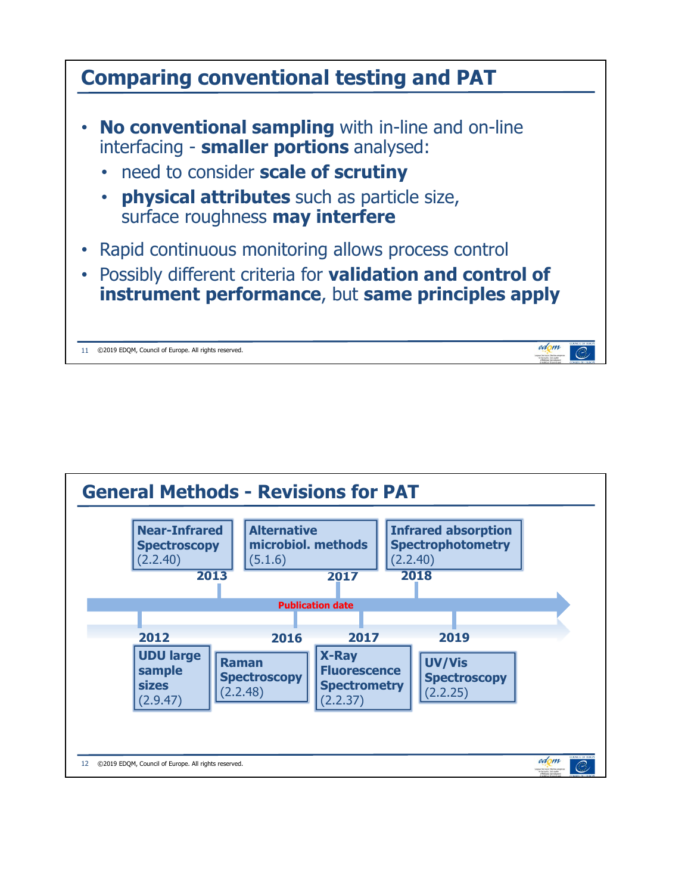## Comparing conventional testing and PAT

- **No conventional sampling** with in-line and on-line interfacing - **smaller portions** analysed:
  - need to consider **scale of scrutiny**
  - **physical attributes** such as particle size, surface roughness **may interfere**
- Rapid continuous monitoring allows process control
- Possibly different criteria for **validation and control of instrument performance**, but **same principles apply**

## General Methods - Revisions for PAT

Publication date

- **2012** – **UDU large sample sizes** (2.9.47)
- **2013** – **Near-Infrared Spectroscopy** (2.2.40)
- **2016** – **Raman Spectroscopy** (2.2.48)
- **2017** – **Alternative microbiol. methods** (5.1.6)
- **2017** – **X-Ray Fluorescence Spectrometry** (2.2.37)
- **2018** – **Infrared absorption Spectrophotometry** (2.2.40)
- **2019** – **UV/Vis Spectroscopy** (2.2.25)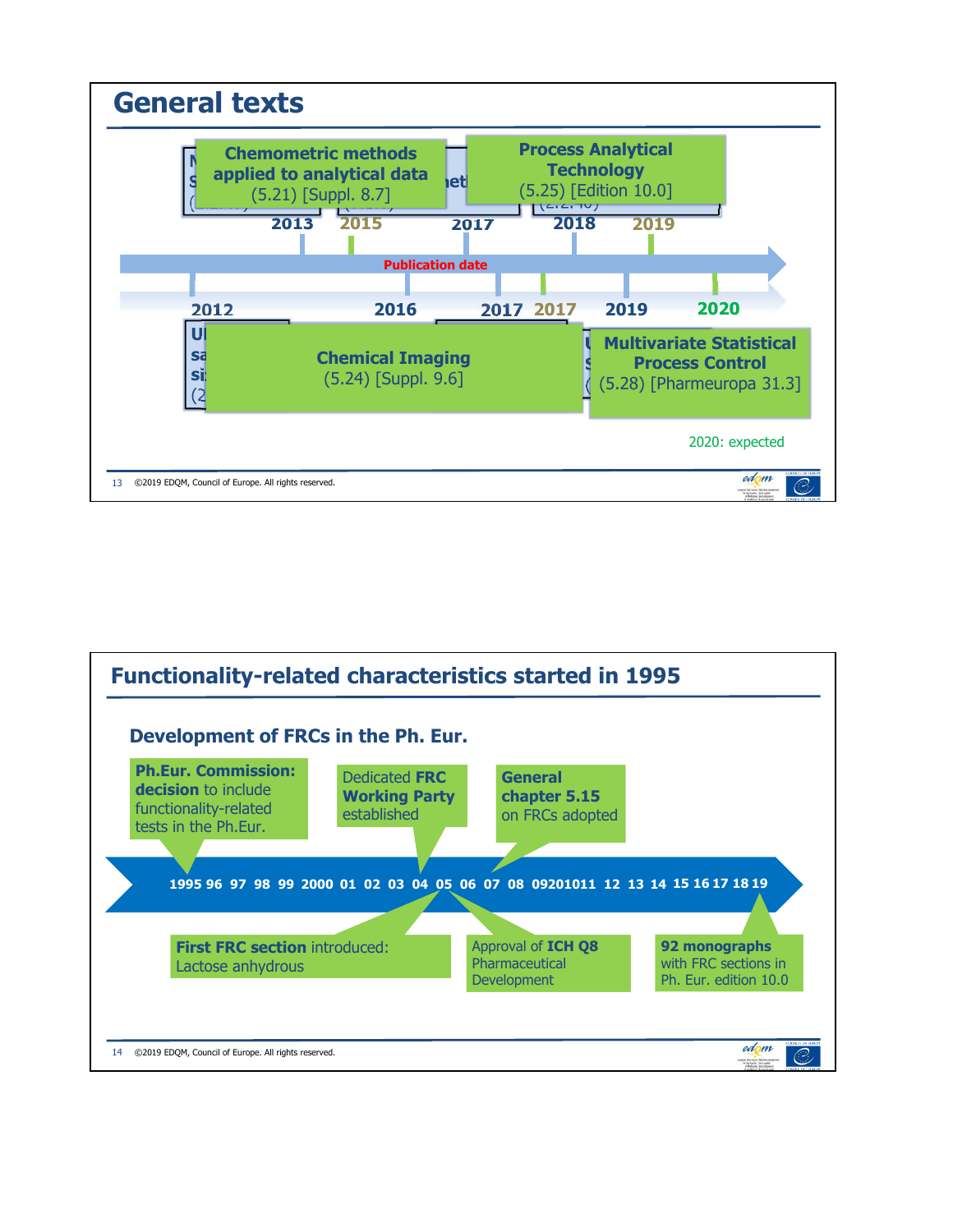## General texts

**Chemometric methods applied to analytical data**
(5.21) [Suppl. 8.7]

**Process Analytical Technology**
(5.25) [Edition 10.0]

2013 2015 2017 2018 2019

**Publication date**

2012 2016 2017 2017 2019 2020

**Chemical Imaging**
(5.24) [Suppl. 9.6]

**Multivariate Statistical Process Control**
(5.28) [Pharmeuropa 31.3]

2020: expected

13 ©2019 EDQM, Council of Europe. All rights reserved.

## Functionality-related characteristics started in 1995

### Development of FRCs in the Ph. Eur.

**Ph.Eur. Commission: decision** to include functionality-related tests in the Ph.Eur.

Dedicated **FRC Working Party** established

**General chapter 5.15** on FRCs adopted

1995 96 97 98 99 2000 01 02 03 04 05 06 07 08 09 2010 11 12 13 14 15 16 17 18 19

**First FRC section** introduced: Lactose anhydrous

Approval of **ICH Q8** Pharmaceutical Development

**92 monographs** with FRC sections in Ph. Eur. edition 10.0

14 ©2019 EDQM, Council of Europe. All rights reserved.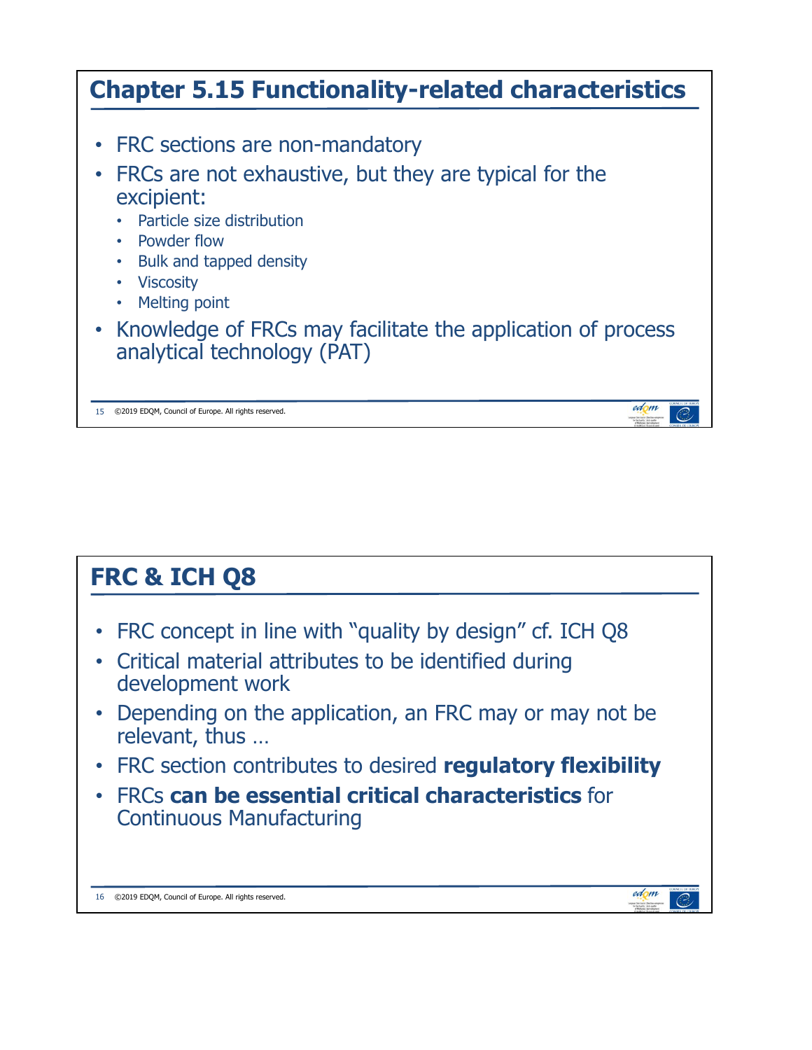## Chapter 5.15 Functionality-related characteristics

- FRC sections are non-mandatory
- FRCs are not exhaustive, but they are typical for the excipient:
  - Particle size distribution
  - Powder flow
  - Bulk and tapped density
  - Viscosity
  - Melting point
- Knowledge of FRCs may facilitate the application of process analytical technology (PAT)

©2019 EDQM, Council of Europe. All rights reserved.

## FRC & ICH Q8

- FRC concept in line with "quality by design" cf. ICH Q8
- Critical material attributes to be identified during development work
- Depending on the application, an FRC may or may not be relevant, thus …
- FRC section contributes to desired **regulatory flexibility**
- FRCs **can be essential critical characteristics** for Continuous Manufacturing

©2019 EDQM, Council of Europe. All rights reserved.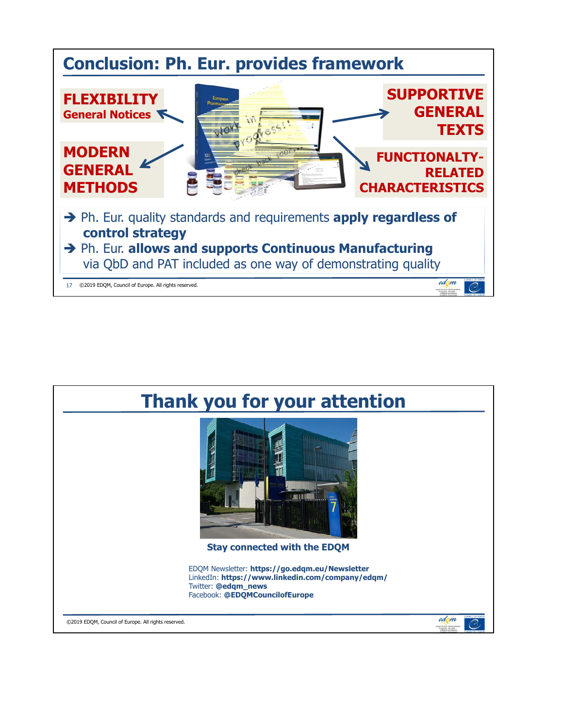## Conclusion: Ph. Eur. provides framework

**FLEXIBILITY**
**General Notices**

**MODERN GENERAL METHODS**

**SUPPORTIVE GENERAL TEXTS**

**FUNCTIONALTY-RELATED CHARACTERISTICS**

➔ Ph. Eur. quality standards and requirements **apply regardless of control strategy**

➔ Ph. Eur. **allows and supports Continuous Manufacturing** via QbD and PAT included as one way of demonstrating quality

©2019 EDQM, Council of Europe. All rights reserved.

## Thank you for your attention

**Stay connected with the EDQM**

EDQM Newsletter: **https://go.edqm.eu/Newsletter**
LinkedIn: **https://www.linkedin.com/company/edqm/**
Twitter: **@edqm_news**
Facebook: **@EDQMCouncilofEurope**

©2019 EDQM, Council of Europe. All rights reserved.